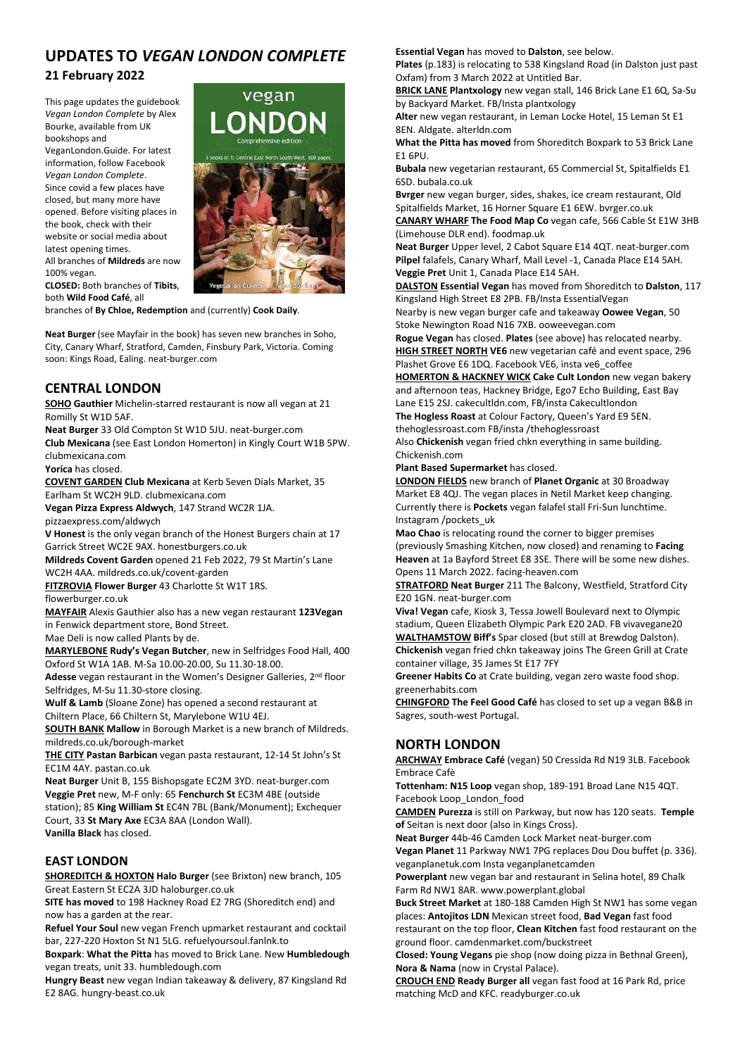# UPDATES TO *VEGAN LONDON COMPLETE*

## 21 February 2022

This page updates the guidebook *Vegan London Complete* by Alex Bourke, available from UK bookshops and VeganLondon.Guide. For latest information, follow Facebook *Vegan London Complete*. Since covid a few places have closed, but many more have opened. Before visiting places in the book, check with their website or social media about latest opening times.

All branches of **Mildreds** are now 100% vegan.

**CLOSED:** Both branches of **Tibits**, both **Wild Food Café**, all branches of **By Chloe, Redemption** and (currently) **Cook Daily**.

**Neat Burger** (see Mayfair in the book) has seven new branches in Soho, City, Canary Wharf, Stratford, Camden, Finsbury Park, Victoria. Coming soon: Kings Road, Ealing. neat-burger.com

## CENTRAL LONDON

**SOHO Gauthier** Michelin-starred restaurant is now all vegan at 21 Romilly St W1D 5AF.

**Neat Burger** 33 Old Compton St W1D 5JU. neat-burger.com

**Club Mexicana** (see East London Homerton) in Kingly Court W1B 5PW. clubmexicana.com

**Yorica** has closed.

**COVENT GARDEN Club Mexicana** at Kerb Seven Dials Market, 35 Earlham St WC2H 9LD. clubmexicana.com

**Vegan Pizza Express Aldwych**, 147 Strand WC2R 1JA. pizzaexpress.com/aldwych

**V Honest** is the only vegan branch of the Honest Burgers chain at 17 Garrick Street WC2E 9AX. honestburgers.co.uk

**Mildreds Covent Garden** opened 21 Feb 2022, 79 St Martin's Lane WC2H 4AA. mildreds.co.uk/covent-garden

**FITZROVIA Flower Burger** 43 Charlotte St W1T 1RS. flowerburger.co.uk

**MAYFAIR** Alexis Gauthier also has a new vegan restaurant **123Vegan** in Fenwick department store, Bond Street.

Mae Deli is now called Plants by de.

**MARYLEBONE Rudy's Vegan Butcher**, new in Selfridges Food Hall, 400 Oxford St W1A 1AB. M-Sa 10.00-20.00, Su 11.30-18.00.

**Adesse** vegan restaurant in the Women's Designer Galleries, 2nd floor Selfridges, M-Su 11.30-store closing.

**Wulf & Lamb** (Sloane Zone) has opened a second restaurant at Chiltern Place, 66 Chiltern St, Marylebone W1U 4EJ.

**SOUTH BANK Mallow** in Borough Market is a new branch of Mildreds. mildreds.co.uk/borough-market

**THE CITY Pastan Barbican** vegan pasta restaurant, 12-14 St John's St EC1M 4AY. pastan.co.uk

**Neat Burger** Unit B, 155 Bishopsgate EC2M 3YD. neat-burger.com

**Veggie Pret** new, M-F only: 65 **Fenchurch St** EC3M 4BE (outside station); 85 **King William St** EC4N 7BL (Bank/Monument); Exchequer Court, 33 **St Mary Axe** EC3A 8AA (London Wall).

**Vanilla Black** has closed.

## EAST LONDON

**SHOREDITCH & HOXTON Halo Burger** (see Brixton) new branch, 105 Great Eastern St EC2A 3JD haloburger.co.uk

**SITE has moved** to 198 Hackney Road E2 7RG (Shoreditch end) and now has a garden at the rear.

**Refuel Your Soul** new vegan French upmarket restaurant and cocktail bar, 227-220 Hoxton St N1 5LG. refuelyoursoul.fanlnk.to

**Boxpark**: **What the Pitta** has moved to Brick Lane. New **Humbledough** vegan treats, unit 33. humbledough.com

**Hungry Beast** new vegan Indian takeaway & delivery, 87 Kingsland Rd E2 8AG. hungry-beast.co.uk

**Essential Vegan** has moved to **Dalston**, see below.

**Plates** (p.183) is relocating to 538 Kingsland Road (in Dalston just past Oxfam) from 3 March 2022 at Untitled Bar.

**BRICK LANE Plantxology** new vegan stall, 146 Brick Lane E1 6Q, Sa-Su by Backyard Market. FB/Insta plantxology

**Alter** new vegan restaurant, in Leman Locke Hotel, 15 Leman St E1 8EN. Aldgate. alterldn.com

**What the Pitta has moved** from Shoreditch Boxpark to 53 Brick Lane E1 6PU.

**Bubala** new vegetarian restaurant, 65 Commercial St, Spitalfields E1 6SD. bubala.co.uk

**Bvrger** new vegan burger, sides, shakes, ice cream restaurant, Old Spitalfields Market, 16 Horner Square E1 6EW. bvrger.co.uk

**CANARY WHARF The Food Map Co** vegan cafe, 566 Cable St E1W 3HB (Limehouse DLR end). foodmap.uk

**Neat Burger** Upper level, 2 Cabot Square E14 4QT. neat-burger.com

**Pilpel** falafels, Canary Wharf, Mall Level -1, Canada Place E14 5AH.

**Veggie Pret** Unit 1, Canada Place E14 5AH.

**DALSTON Essential Vegan** has moved from Shoreditch to **Dalston**, 117 Kingsland High Street E8 2PB. FB/Insta EssentialVegan

Nearby is new vegan burger cafe and takeaway **Oowee Vegan**, 50 Stoke Newington Road N16 7XB. ooweevegan.com

**Rogue Vegan** has closed. **Plates** (see above) has relocated nearby.

**HIGH STREET NORTH VE6** new vegetarian café and event space, 296 Plashet Grove E6 1DQ. Facebook VE6, insta ve6_coffee

**HOMERTON & HACKNEY WICK Cake Cult London** new vegan bakery and afternoon teas, Hackney Bridge, Ego7 Echo Building, East Bay Lane E15 2SJ. cakecultldn.com, FB/insta Cakecultlondon

**The Hogless Roast** at Colour Factory, Queen's Yard E9 5EN. thehoglessroast.com FB/insta /thehoglessroast

Also **Chickenish** vegan fried chkn everything in same building. Chickenish.com

**Plant Based Supermarket** has closed.

**LONDON FIELDS** new branch of **Planet Organic** at 30 Broadway Market E8 4QJ. The vegan places in Netil Market keep changing. Currently there is **Pockets** vegan falafel stall Fri-Sun lunchtime. Instagram /pockets_uk

**Mao Chao** is relocating round the corner to bigger premises (previously Smashing Kitchen, now closed) and renaming to **Facing Heaven** at 1a Bayford Street E8 3SE. There will be some new dishes. Opens 11 March 2022. facing-heaven.com

**STRATFORD Neat Burger** 211 The Balcony, Westfield, Stratford City E20 1GN. neat-burger.com

**Viva! Vegan** cafe, Kiosk 3, Tessa Jowell Boulevard next to Olympic stadium, Queen Elizabeth Olympic Park E20 2AD. FB vivavegane20

**WALTHAMSTOW Biff's** Spar closed (but still at Brewdog Dalston).

**Chickenish** vegan fried chkn takeaway joins The Green Grill at Crate container village, 35 James St E17 7FY

**Greener Habits Co** at Crate building, vegan zero waste food shop. greenerhabits.com

**CHINGFORD The Feel Good Café** has closed to set up a vegan B&B in Sagres, south-west Portugal.

## NORTH LONDON

**ARCHWAY Embrace Café** (vegan) 50 Cressida Rd N19 3LB. Facebook Embrace Cafè

**Tottenham: N15 Loop** vegan shop, 189-191 Broad Lane N15 4QT. Facebook Loop_London_food

**CAMDEN Purezza** is still on Parkway, but now has 120 seats. **Temple of** Seitan is next door (also in Kings Cross).

**Neat Burger** 44b-46 Camden Lock Market neat-burger.com

**Vegan Planet** 11 Parkway NW1 7PG replaces Dou Dou buffet (p. 336). veganplanetuk.com Insta veganplanetcamden

**Powerplant** new vegan bar and restaurant in Selina hotel, 89 Chalk Farm Rd NW1 8AR. www.powerplant.global

**Buck Street Market** at 180-188 Camden High St NW1 has some vegan places: **Antojitos LDN** Mexican street food, **Bad Vegan** fast food restaurant on the top floor, **Clean Kitchen** fast food restaurant on the ground floor. camdenmarket.com/buckstreet

**Closed: Young Vegans** pie shop (now doing pizza in Bethnal Green), **Nora & Nama** (now in Crystal Palace).

**CROUCH END Ready Burger all** vegan fast food at 16 Park Rd, price matching McD and KFC. readyburger.co.uk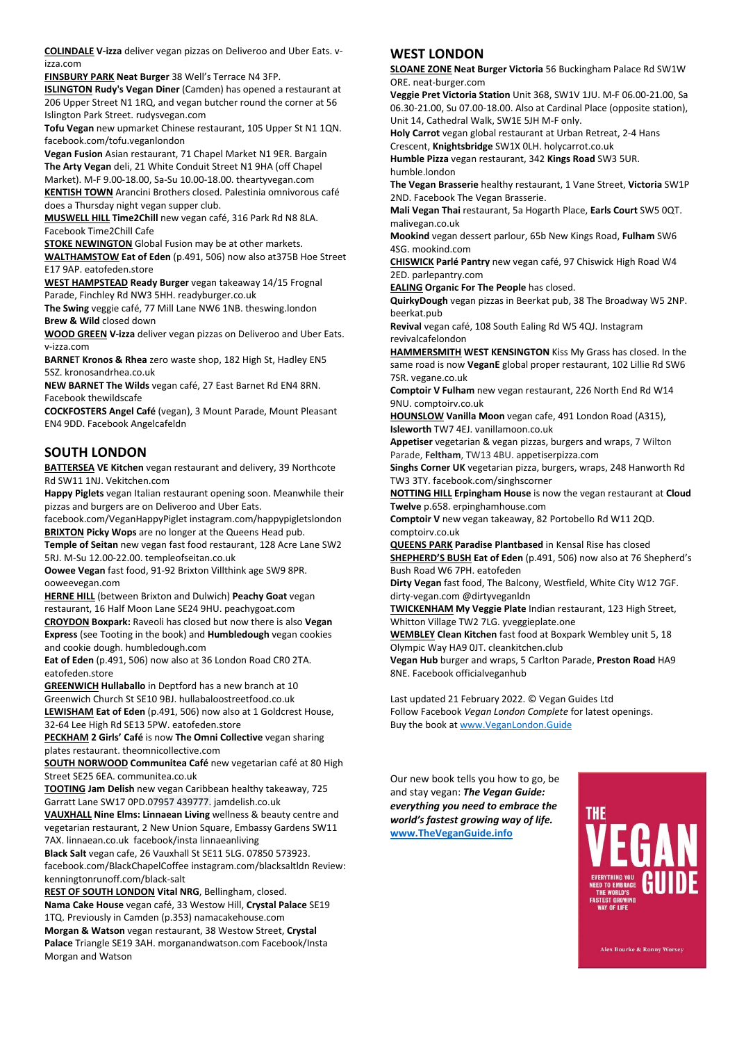**COLINDALE V-izza** deliver vegan pizzas on Deliveroo and Uber Eats. v-izza.com

**FINSBURY PARK Neat Burger** 38 Well's Terrace N4 3FP.

**ISLINGTON Rudy's Vegan Diner** (Camden) has opened a restaurant at 206 Upper Street N1 1RQ, and vegan butcher round the corner at 56 Islington Park Street. rudysvegan.com

**Tofu Vegan** new upmarket Chinese restaurant, 105 Upper St N1 1QN. facebook.com/tofu.veganlondon

**Vegan Fusion** Asian restaurant, 71 Chapel Market N1 9ER. Bargain

**The Arty Vegan** deli, 21 White Conduit Street N1 9HA (off Chapel Market). M-F 9.00-18.00, Sa-Su 10.00-18.00. theartyvegan.com

**KENTISH TOWN** Arancini Brothers closed. Palestinia omnivorous café does a Thursday night vegan supper club.

**MUSWELL HILL Time2Chill** new vegan café, 316 Park Rd N8 8LA. Facebook Time2Chill Cafe

**STOKE NEWINGTON** Global Fusion may be at other markets.

**WALTHAMSTOW Eat of Eden** (p.491, 506) now also at375B Hoe Street E17 9AP. eatofeden.store

**WEST HAMPSTEAD Ready Burger** vegan takeaway 14/15 Frognal Parade, Finchley Rd NW3 5HH. readyburger.co.uk

**The Swing** veggie café, 77 Mill Lane NW6 1NB. theswing.london

**Brew & Wild** closed down

**WOOD GREEN V-izza** deliver vegan pizzas on Deliveroo and Uber Eats. v-izza.com

**BARNET Kronos & Rhea** zero waste shop, 182 High St, Hadley EN5 5SZ. kronosandrhea.co.uk

**NEW BARNET The Wilds** vegan café, 27 East Barnet Rd EN4 8RN. Facebook thewildscafe

**COCKFOSTERS Angel Café** (vegan), 3 Mount Parade, Mount Pleasant EN4 9DD. Facebook Angelcafeldn

## SOUTH LONDON

**BATTERSEA VE Kitchen** vegan restaurant and delivery, 39 Northcote Rd SW11 1NJ. Vekitchen.com

**Happy Piglets** vegan Italian restaurant opening soon. Meanwhile their pizzas and burgers are on Deliveroo and Uber Eats. facebook.com/VeganHappyPiglet instagram.com/happypigletslondon

**BRIXTON Picky Wops** are no longer at the Queens Head pub.

**Temple of Seitan** new vegan fast food restaurant, 128 Acre Lane SW2 5RJ. M-Su 12.00-22.00. templeofseitan.co.uk

**Oowee Vegan** fast food, 91-92 Brixton Villthink age SW9 8PR. ooweevegan.com

**HERNE HILL** (between Brixton and Dulwich) **Peachy Goat** vegan restaurant, 16 Half Moon Lane SE24 9HU. peachygoat.com

**CROYDON Boxpark:** Raveoli has closed but now there is also **Vegan Express** (see Tooting in the book) and **Humbledough** vegan cookies and cookie dough. humbledough.com

**Eat of Eden** (p.491, 506) now also at 36 London Road CR0 2TA. eatofeden.store

**GREENWICH Hullaballo** in Deptford has a new branch at 10 Greenwich Church St SE10 9BJ. hullabaloostreetfood.co.uk

**LEWISHAM Eat of Eden** (p.491, 506) now also at 1 Goldcrest House, 32-64 Lee High Rd SE13 5PW. eatofeden.store

**PECKHAM 2 Girls' Café** is now **The Omni Collective** vegan sharing plates restaurant. theomnicollective.com

**SOUTH NORWOOD Communitea Café** new vegetarian café at 80 High Street SE25 6EA. communitea.co.uk

**TOOTING Jam Delish** new vegan Caribbean healthy takeaway, 725 Garratt Lane SW17 0PD.07957 439777. jamdelish.co.uk

**VAUXHALL Nine Elms: Linnaean Living** wellness & beauty centre and vegetarian restaurant, 2 New Union Square, Embassy Gardens SW11 7AX. linnaean.co.uk facebook/insta linnaeanliving

**Black Salt** vegan cafe, 26 Vauxhall St SE11 5LG. 07850 573923. facebook.com/BlackChapelCoffee instagram.com/blacksaltldn Review: kenningtonrunoff.com/black-salt

**REST OF SOUTH LONDON Vital NRG**, Bellingham, closed.

**Nama Cake House** vegan café, 33 Westow Hill, **Crystal Palace** SE19 1TQ. Previously in Camden (p.353) namacakehouse.com

**Morgan & Watson** vegan restaurant, 38 Westow Street, **Crystal Palace** Triangle SE19 3AH. morganandwatson.com Facebook/Insta Morgan and Watson

## WEST LONDON

**SLOANE ZONE Neat Burger Victoria** 56 Buckingham Palace Rd SW1W ORE. neat-burger.com

**Veggie Pret Victoria Station** Unit 368, SW1V 1JU. M-F 06.00-21.00, Sa 06.30-21.00, Su 07.00-18.00. Also at Cardinal Place (opposite station), Unit 14, Cathedral Walk, SW1E 5JH M-F only.

**Holy Carrot** vegan global restaurant at Urban Retreat, 2-4 Hans Crescent, **Knightsbridge** SW1X 0LH. holycarrot.co.uk

**Humble Pizza** vegan restaurant, 342 **Kings Road** SW3 5UR. humble.london

**The Vegan Brasserie** healthy restaurant, 1 Vane Street, **Victoria** SW1P 2ND. Facebook The Vegan Brasserie.

**Mali Vegan Thai** restaurant, 5a Hogarth Place, **Earls Court** SW5 0QT. malivegan.co.uk

**Mookind** vegan dessert parlour, 65b New Kings Road, **Fulham** SW6 4SG. mookind.com

**CHISWICK Parlé Pantry** new vegan café, 97 Chiswick High Road W4 2ED. parlepantry.com

**EALING Organic For The People** has closed.

**QuirkyDough** vegan pizzas in Beerkat pub, 38 The Broadway W5 2NP. beerkat.pub

**Revival** vegan café, 108 South Ealing Rd W5 4QJ. Instagram revivalcafelondon

**HAMMERSMITH WEST KENSINGTON** Kiss My Grass has closed. In the same road is now **VeganE** global proper restaurant, 102 Lillie Rd SW6 7SR. vegane.co.uk

**Comptoir V Fulham** new vegan restaurant, 226 North End Rd W14 9NU. comptoirv.co.uk

**HOUNSLOW Vanilla Moon** vegan cafe, 491 London Road (A315), **Isleworth** TW7 4EJ. vanillamoon.co.uk

**Appetiser** vegetarian & vegan pizzas, burgers and wraps, 7 Wilton Parade, **Feltham**, TW13 4BU. appetiserpizza.com

**Singhs Corner UK** vegetarian pizza, burgers, wraps, 248 Hanworth Rd TW3 3TY. facebook.com/singhscorner

**NOTTING HILL Erpingham House** is now the vegan restaurant at **Cloud Twelve** p.658. erpinghamhouse.com

**Comptoir V** new vegan takeaway, 82 Portobello Rd W11 2QD. comptoirv.co.uk

**QUEENS PARK Paradise Plantbased** in Kensal Rise has closed

**SHEPHERD'S BUSH Eat of Eden** (p.491, 506) now also at 76 Shepherd's Bush Road W6 7PH. eatofeden

**Dirty Vegan** fast food, The Balcony, Westfield, White City W12 7GF. dirty-vegan.com @dirtyveganldn

**TWICKENHAM My Veggie Plate** Indian restaurant, 123 High Street, Whitton Village TW2 7LG. yveggieplate.one

**WEMBLEY Clean Kitchen** fast food at Boxpark Wembley unit 5, 18 Olympic Way HA9 0JT. cleankitchen.club

**Vegan Hub** burger and wraps, 5 Carlton Parade, **Preston Road** HA9 8NE. Facebook officialveganhub

Last updated 21 February 2022. © Vegan Guides Ltd

Follow Facebook *Vegan London Complete* for latest openings.

Buy the book at www.VeganLondon.Guide

Our new book tells you how to go, be and stay vegan: ***The Vegan Guide: everything you need to embrace the world's fastest growing way of life.*** **www.TheVeganGuide.info**

THE VEGAN GUIDE

EVERYTHING YOU NEED TO EMBRACE THE WORLD'S FASTEST GROWING WAY OF LIFE

Alex Bourke & Ronny Worsey